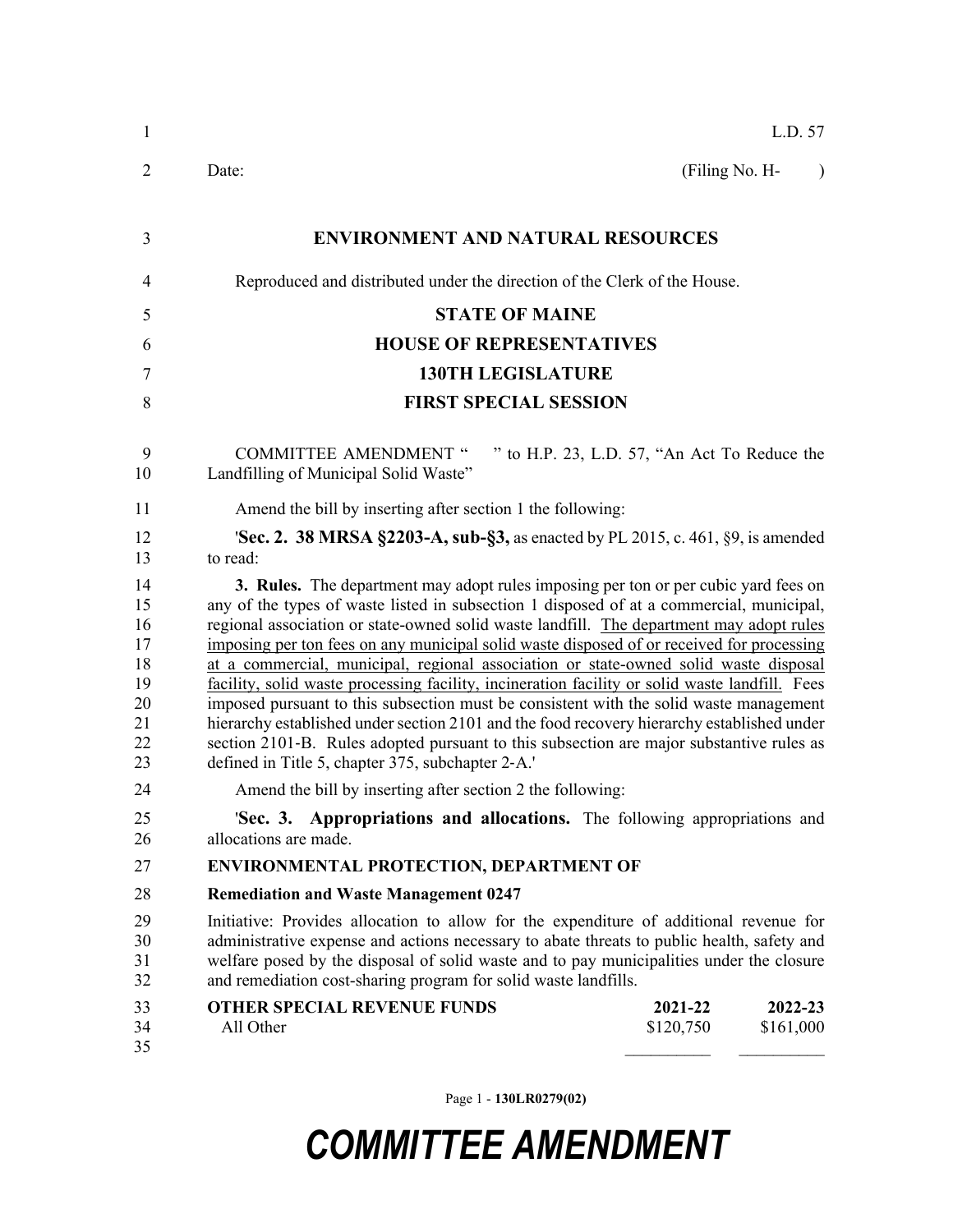L.D. 57

Date: (Filing No. H- )

## ENVIRONMENT AND NATURAL RESOURCES

Reproduced and distributed under the direction of the Clerk of the House.

## STATE OF MAINE
## HOUSE OF REPRESENTATIVES
## 130TH LEGISLATURE
## FIRST SPECIAL SESSION

COMMITTEE AMENDMENT " " to H.P. 23, L.D. 57, "An Act To Reduce the Landfilling of Municipal Solid Waste"

Amend the bill by inserting after section 1 the following:

'**Sec. 2. 38 MRSA §2203-A, sub-§3,** as enacted by PL 2015, c. 461, §9, is amended to read:

**3. Rules.** The department may adopt rules imposing per ton or per cubic yard fees on any of the types of waste listed in subsection 1 disposed of at a commercial, municipal, regional association or state-owned solid waste landfill. <u>The department may adopt rules imposing per ton fees on any municipal solid waste disposed of or received for processing at a commercial, municipal, regional association or state-owned solid waste disposal facility, solid waste processing facility, incineration facility or solid waste landfill.</u> Fees imposed pursuant to this subsection must be consistent with the solid waste management hierarchy established under section 2101 and the food recovery hierarchy established under section 2101-B. Rules adopted pursuant to this subsection are major substantive rules as defined in Title 5, chapter 375, subchapter 2-A.'

Amend the bill by inserting after section 2 the following:

'**Sec. 3. Appropriations and allocations.** The following appropriations and allocations are made.

**ENVIRONMENTAL PROTECTION, DEPARTMENT OF**

**Remediation and Waste Management 0247**

Initiative: Provides allocation to allow for the expenditure of additional revenue for administrative expense and actions necessary to abate threats to public health, safety and welfare posed by the disposal of solid waste and to pay municipalities under the closure and remediation cost-sharing program for solid waste landfills.

| OTHER SPECIAL REVENUE FUNDS | 2021-22 | 2022-23 |
|---|---|---|
| All Other | $120,750 | $161,000 |

# COMMITTEE AMENDMENT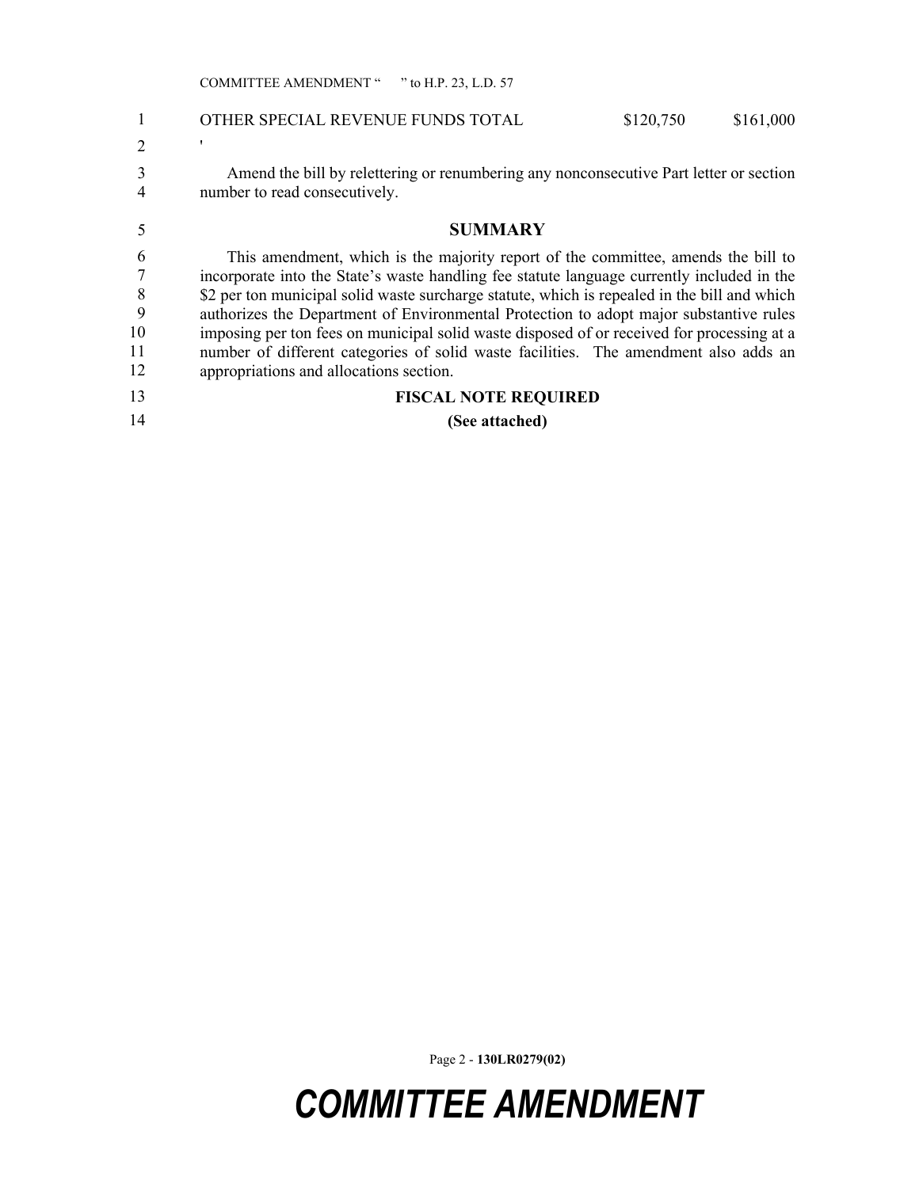| | | |
|---|---|---|
| OTHER SPECIAL REVENUE FUNDS TOTAL | $120,750 | $161,000 |

'

Amend the bill by relettering or renumbering any nonconsecutive Part letter or section number to read consecutively.

## SUMMARY

This amendment, which is the majority report of the committee, amends the bill to incorporate into the State's waste handling fee statute language currently included in the $2 per ton municipal solid waste surcharge statute, which is repealed in the bill and which authorizes the Department of Environmental Protection to adopt major substantive rules imposing per ton fees on municipal solid waste disposed of or received for processing at a number of different categories of solid waste facilities. The amendment also adds an appropriations and allocations section.

**FISCAL NOTE REQUIRED**

**(See attached)**